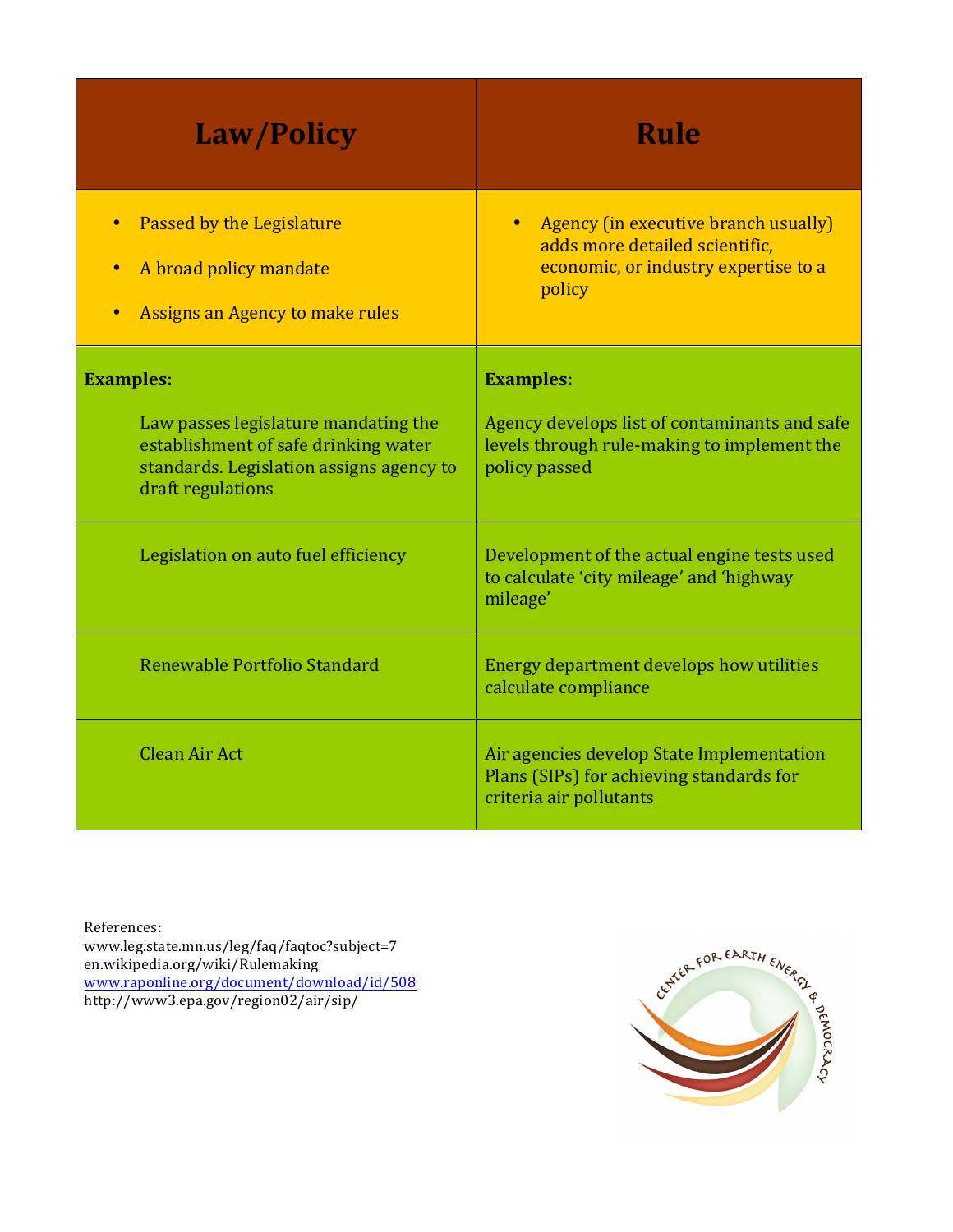| **Law/Policy** | **Rule** |
|---|---|
| • Passed by the Legislature<br>• A broad policy mandate<br>• Assigns an Agency to make rules | • Agency (in executive branch usually) adds more detailed scientific, economic, or industry expertise to a policy |
| **Examples:**<br><br>Law passes legislature mandating the establishment of safe drinking water standards. Legislation assigns agency to draft regulations | **Examples:**<br><br>Agency develops list of contaminants and safe levels through rule-making to implement the policy passed |
| Legislation on auto fuel efficiency | Development of the actual engine tests used to calculate 'city mileage' and 'highway mileage' |
| Renewable Portfolio Standard | Energy department develops how utilities calculate compliance |
| Clean Air Act | Air agencies develop State Implementation Plans (SIPs) for achieving standards for criteria air pollutants |

References:
www.leg.state.mn.us/leg/faq/faqtoc?subject=7
en.wikipedia.org/wiki/Rulemaking
www.raponline.org/document/download/id/508
http://www3.epa.gov/region02/air/sip/

CENTER FOR EARTH ENERGY & DEMOCRACY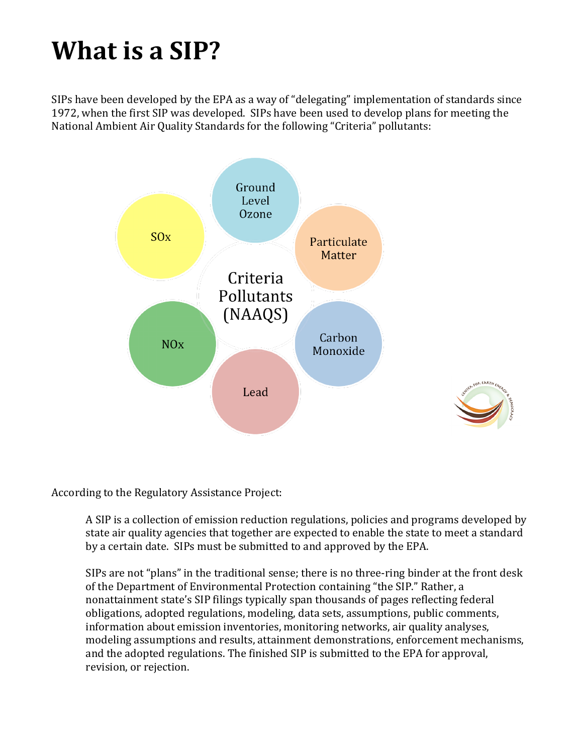# What is a SIP?

SIPs have been developed by the EPA as a way of "delegating" implementation of standards since 1972, when the first SIP was developed. SIPs have been used to develop plans for meeting the National Ambient Air Quality Standards for the following "Criteria" pollutants:

Criteria Pollutants (NAAQS)

Ground Level Ozone

Particulate Matter

Carbon Monoxide

Lead

NOx

SOx

According to the Regulatory Assistance Project:

> A SIP is a collection of emission reduction regulations, policies and programs developed by state air quality agencies that together are expected to enable the state to meet a standard by a certain date. SIPs must be submitted to and approved by the EPA.
>
> SIPs are not "plans" in the traditional sense; there is no three-ring binder at the front desk of the Department of Environmental Protection containing "the SIP." Rather, a nonattainment state's SIP filings typically span thousands of pages reflecting federal obligations, adopted regulations, modeling, data sets, assumptions, public comments, information about emission inventories, monitoring networks, air quality analyses, modeling assumptions and results, attainment demonstrations, enforcement mechanisms, and the adopted regulations. The finished SIP is submitted to the EPA for approval, revision, or rejection.